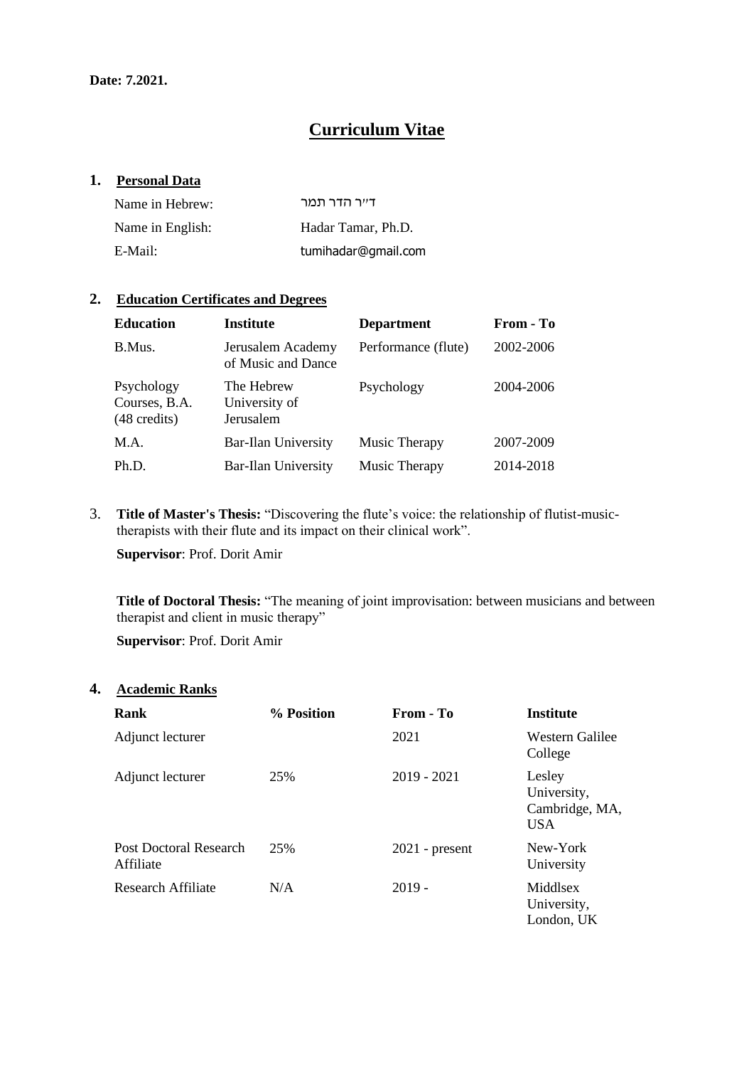**Date: 7.2021.**

# Curriculum Vitae

## 1. Personal Data

| | |
|---|---|
| Name in Hebrew: | ד״ר הדר תמר |
| Name in English: | Hadar Tamar, Ph.D. |
| E-Mail: | tumihadar@gmail.com |

## 2. Education Certificates and Degrees

| Education | Institute | Department | From - To |
|---|---|---|---|
| B.Mus. | Jerusalem Academy of Music and Dance | Performance (flute) | 2002-2006 |
| Psychology Courses, B.A. (48 credits) | The Hebrew University of Jerusalem | Psychology | 2004-2006 |
| M.A. | Bar-Ilan University | Music Therapy | 2007-2009 |
| Ph.D. | Bar-Ilan University | Music Therapy | 2014-2018 |

3. **Title of Master's Thesis:** "Discovering the flute's voice: the relationship of flutist-music-therapists with their flute and its impact on their clinical work".

**Supervisor**: Prof. Dorit Amir

**Title of Doctoral Thesis:** "The meaning of joint improvisation: between musicians and between therapist and client in music therapy"

**Supervisor**: Prof. Dorit Amir

## 4. Academic Ranks

| Rank | % Position | From - To | Institute |
|---|---|---|---|
| Adjunct lecturer | | 2021 | Western Galilee College |
| Adjunct lecturer | 25% | 2019 - 2021 | Lesley University, Cambridge, MA, USA |
| Post Doctoral Research Affiliate | 25% | 2021 - present | New-York University |
| Research Affiliate | N/A | 2019 - | Middlsex University, London, UK |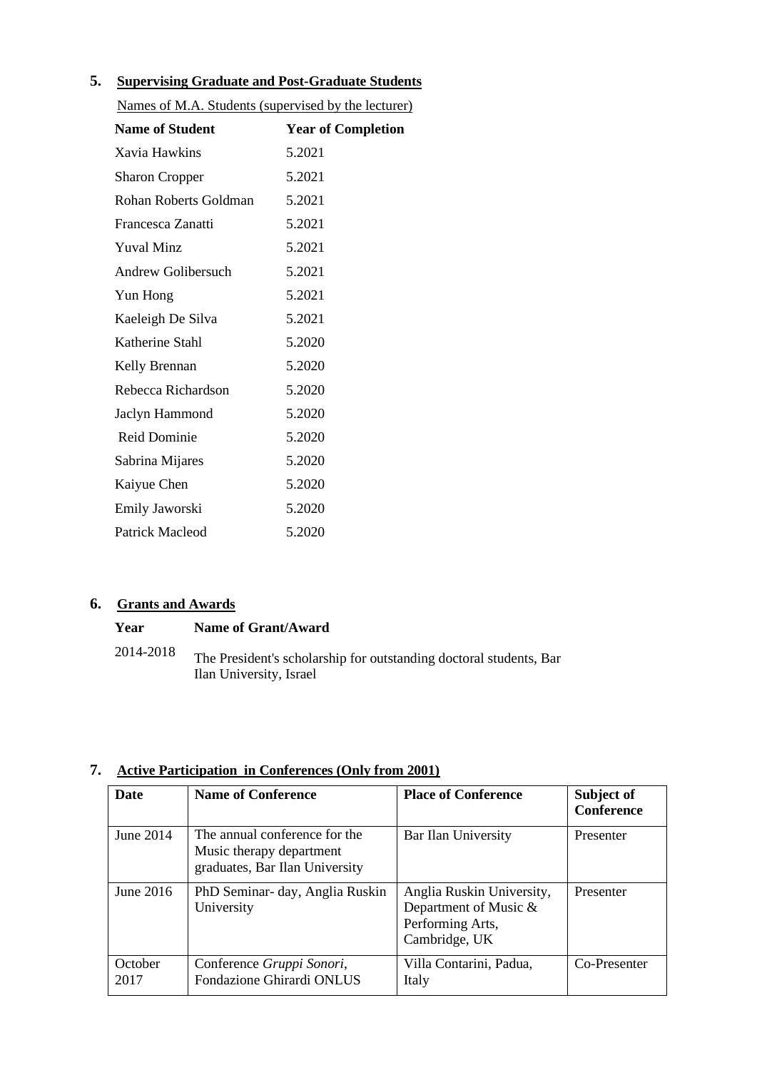## 5. Supervising Graduate and Post-Graduate Students

Names of M.A. Students (supervised by the lecturer)

| Name of Student | Year of Completion |
|---|---|
| Xavia Hawkins | 5.2021 |
| Sharon Cropper | 5.2021 |
| Rohan Roberts Goldman | 5.2021 |
| Francesca Zanatti | 5.2021 |
| Yuval Minz | 5.2021 |
| Andrew Golibersuch | 5.2021 |
| Yun Hong | 5.2021 |
| Kaeleigh De Silva | 5.2021 |
| Katherine Stahl | 5.2020 |
| Kelly Brennan | 5.2020 |
| Rebecca Richardson | 5.2020 |
| Jaclyn Hammond | 5.2020 |
| Reid Dominie | 5.2020 |
| Sabrina Mijares | 5.2020 |
| Kaiyue Chen | 5.2020 |
| Emily Jaworski | 5.2020 |
| Patrick Macleod | 5.2020 |

## 6. Grants and Awards

| Year | Name of Grant/Award |
|---|---|
| 2014-2018 | The President's scholarship for outstanding doctoral students, Bar Ilan University, Israel |

## 7. Active Participation in Conferences (Only from 2001)

| Date | Name of Conference | Place of Conference | Subject of Conference |
|---|---|---|---|
| June 2014 | The annual conference for the Music therapy department graduates, Bar Ilan University | Bar Ilan University | Presenter |
| June 2016 | PhD Seminar- day, Anglia Ruskin University | Anglia Ruskin University, Department of Music & Performing Arts, Cambridge, UK | Presenter |
| October 2017 | Conference *Gruppi Sonori*, Fondazione Ghirardi ONLUS | Villa Contarini, Padua, Italy | Co-Presenter |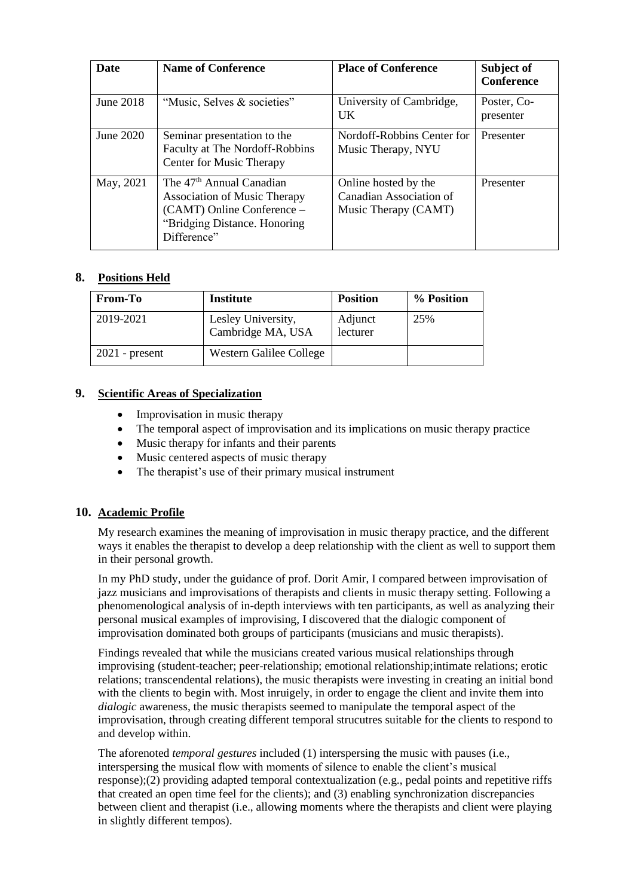| Date | Name of Conference | Place of Conference | Subject of Conference |
|---|---|---|---|
| June 2018 | "Music, Selves & societies" | University of Cambridge, UK | Poster, Co-presenter |
| June 2020 | Seminar presentation to the Faculty at The Nordoff-Robbins Center for Music Therapy | Nordoff-Robbins Center for Music Therapy, NYU | Presenter |
| May, 2021 | The 47th Annual Canadian Association of Music Therapy (CAMT) Online Conference – "Bridging Distance. Honoring Difference" | Online hosted by the Canadian Association of Music Therapy (CAMT) | Presenter |

## 8. Positions Held

| From-To | Institute | Position | % Position |
|---|---|---|---|
| 2019-2021 | Lesley University, Cambridge MA, USA | Adjunct lecturer | 25% |
| 2021 - present | Western Galilee College | | |

## 9. Scientific Areas of Specialization

- Improvisation in music therapy
- The temporal aspect of improvisation and its implications on music therapy practice
- Music therapy for infants and their parents
- Music centered aspects of music therapy
- The therapist's use of their primary musical instrument

## 10. Academic Profile

My research examines the meaning of improvisation in music therapy practice, and the different ways it enables the therapist to develop a deep relationship with the client as well to support them in their personal growth.

In my PhD study, under the guidance of prof. Dorit Amir, I compared between improvisation of jazz musicians and improvisations of therapists and clients in music therapy setting. Following a phenomenological analysis of in-depth interviews with ten participants, as well as analyzing their personal musical examples of improvising, I discovered that the dialogic component of improvisation dominated both groups of participants (musicians and music therapists).

Findings revealed that while the musicians created various musical relationships through improvising (student-teacher; peer-relationship; emotional relationship;intimate relations; erotic relations; transcendental relations), the music therapists were investing in creating an initial bond with the clients to begin with. Most inruigely, in order to engage the client and invite them into *dialogic* awareness, the music therapists seemed to manipulate the temporal aspect of the improvisation, through creating different temporal strucutres suitable for the clients to respond to and develop within.

The aforenoted *temporal gestures* included (1) interspersing the music with pauses (i.e., interspersing the musical flow with moments of silence to enable the client's musical response);(2) providing adapted temporal contextualization (e.g., pedal points and repetitive riffs that created an open time feel for the clients); and (3) enabling synchronization discrepancies between client and therapist (i.e., allowing moments where the therapists and client were playing in slightly different tempos).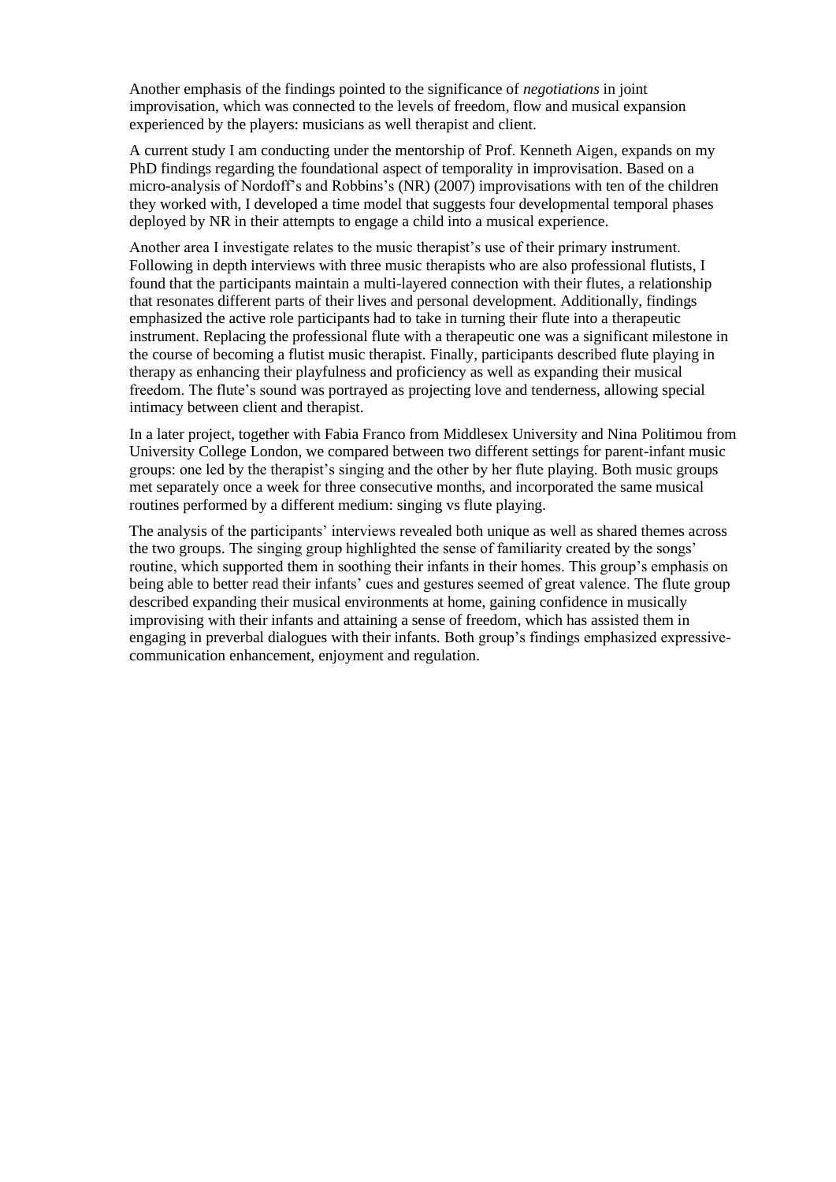Another emphasis of the findings pointed to the significance of *negotiations* in joint improvisation, which was connected to the levels of freedom, flow and musical expansion experienced by the players: musicians as well therapist and client.

A current study I am conducting under the mentorship of Prof. Kenneth Aigen, expands on my PhD findings regarding the foundational aspect of temporality in improvisation. Based on a micro-analysis of Nordoff's and Robbins's (NR) (2007) improvisations with ten of the children they worked with, I developed a time model that suggests four developmental temporal phases deployed by NR in their attempts to engage a child into a musical experience.

Another area I investigate relates to the music therapist's use of their primary instrument. Following in depth interviews with three music therapists who are also professional flutists, I found that the participants maintain a multi-layered connection with their flutes, a relationship that resonates different parts of their lives and personal development. Additionally, findings emphasized the active role participants had to take in turning their flute into a therapeutic instrument. Replacing the professional flute with a therapeutic one was a significant milestone in the course of becoming a flutist music therapist. Finally, participants described flute playing in therapy as enhancing their playfulness and proficiency as well as expanding their musical freedom. The flute's sound was portrayed as projecting love and tenderness, allowing special intimacy between client and therapist.

In a later project, together with Fabia Franco from Middlesex University and Nina Politimou from University College London, we compared between two different settings for parent-infant music groups: one led by the therapist's singing and the other by her flute playing. Both music groups met separately once a week for three consecutive months, and incorporated the same musical routines performed by a different medium: singing vs flute playing.

The analysis of the participants' interviews revealed both unique as well as shared themes across the two groups. The singing group highlighted the sense of familiarity created by the songs' routine, which supported them in soothing their infants in their homes. This group's emphasis on being able to better read their infants' cues and gestures seemed of great valence. The flute group described expanding their musical environments at home, gaining confidence in musically improvising with their infants and attaining a sense of freedom, which has assisted them in engaging in preverbal dialogues with their infants. Both group's findings emphasized expressive-communication enhancement, enjoyment and regulation.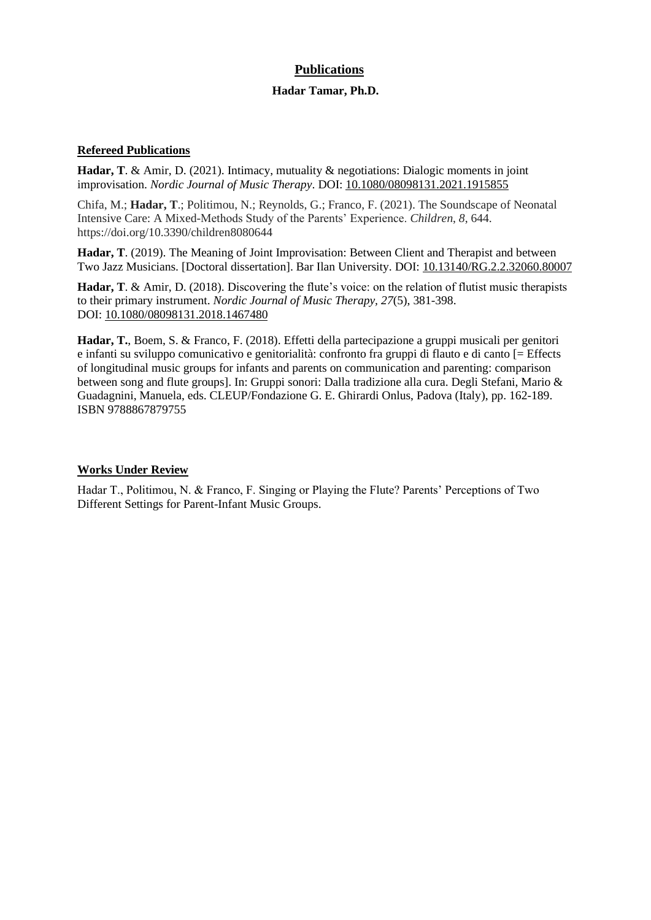# Publications

## Hadar Tamar, Ph.D.

### Refereed Publications

**Hadar, T**. & Amir, D. (2021). Intimacy, mutuality & negotiations: Dialogic moments in joint improvisation. *Nordic Journal of Music Therapy*. DOI: 10.1080/08098131.2021.1915855

Chifa, M.; **Hadar, T**.; Politimou, N.; Reynolds, G.; Franco, F. (2021). The Soundscape of Neonatal Intensive Care: A Mixed-Methods Study of the Parents' Experience. *Children*, *8*, 644. https://doi.org/10.3390/children8080644

**Hadar, T**. (2019). The Meaning of Joint Improvisation: Between Client and Therapist and between Two Jazz Musicians. [Doctoral dissertation]. Bar Ilan University. DOI: 10.13140/RG.2.2.32060.80007

**Hadar, T**. & Amir, D. (2018). Discovering the flute's voice: on the relation of flutist music therapists to their primary instrument. *Nordic Journal of Music Therapy, 27*(5), 381-398. DOI: 10.1080/08098131.2018.1467480

**Hadar, T.**, Boem, S. & Franco, F. (2018). Effetti della partecipazione a gruppi musicali per genitori e infanti su sviluppo comunicativo e genitorialità: confronto fra gruppi di flauto e di canto [= Effects of longitudinal music groups for infants and parents on communication and parenting: comparison between song and flute groups]. In: Gruppi sonori: Dalla tradizione alla cura. Degli Stefani, Mario & Guadagnini, Manuela, eds. CLEUP/Fondazione G. E. Ghirardi Onlus, Padova (Italy), pp. 162-189. ISBN 9788867879755

### Works Under Review

Hadar T., Politimou, N. & Franco, F. Singing or Playing the Flute? Parents' Perceptions of Two Different Settings for Parent-Infant Music Groups.